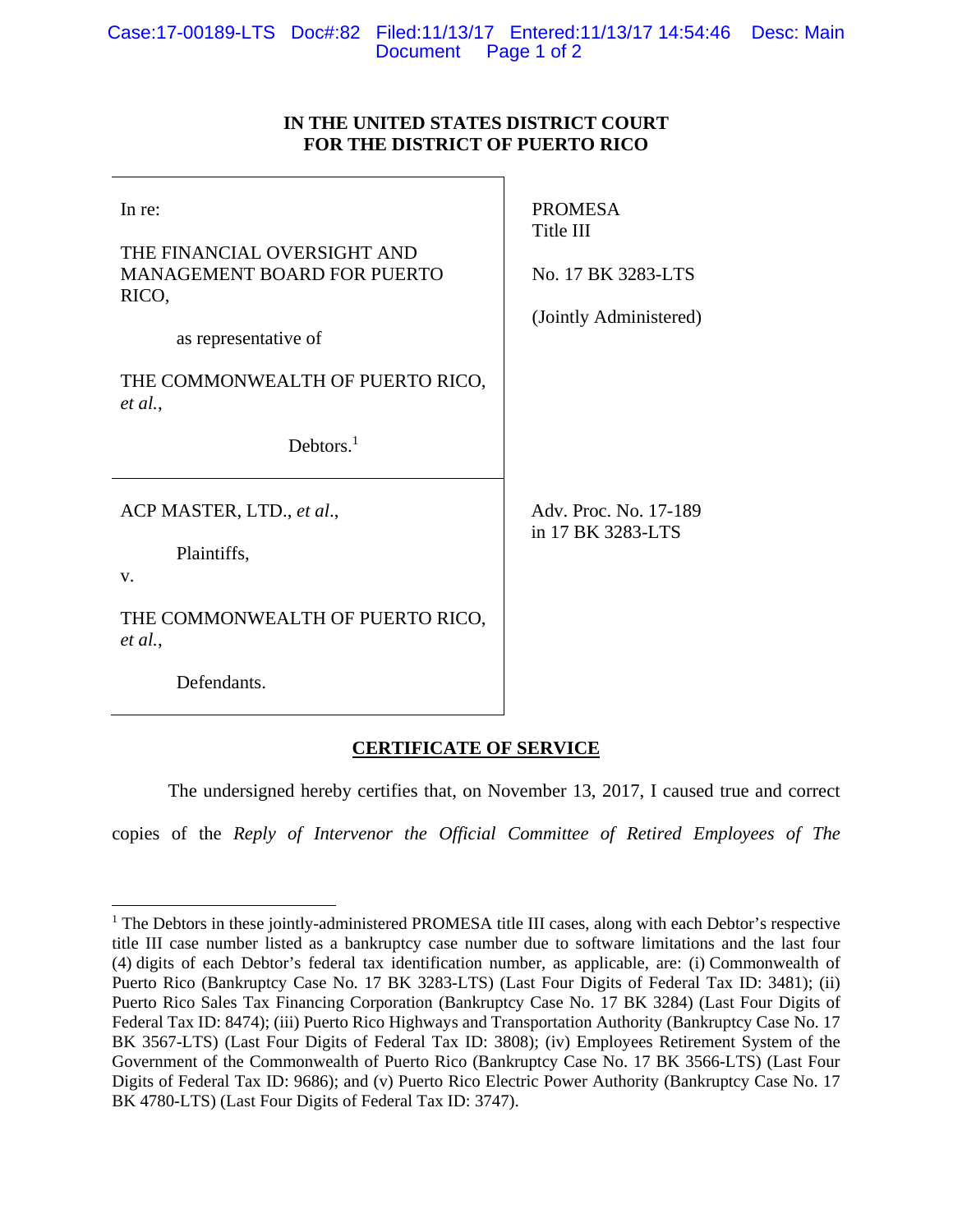**IN THE UNITED STATES DISTRICT COURT FOR THE DISTRICT OF PUERTO RICO**

| | |
|---|---|
| In re:<br><br>THE FINANCIAL OVERSIGHT AND MANAGEMENT BOARD FOR PUERTO RICO,<br><br>as representative of<br><br>THE COMMONWEALTH OF PUERTO RICO, *et al.*,<br><br>Debtors.[1] | PROMESA Title III<br><br>No. 17 BK 3283-LTS<br><br>(Jointly Administered) |
| ACP MASTER, LTD., *et al*.,<br><br>Plaintiffs,<br><br>v.<br><br>THE COMMONWEALTH OF PUERTO RICO, *et al.*,<br><br>Defendants. | Adv. Proc. No. 17-189 in 17 BK 3283-LTS |

**CERTIFICATE OF SERVICE**

The undersigned hereby certifies that, on November 13, 2017, I caused true and correct copies of the *Reply of Intervenor the Official Committee of Retired Employees of The*

[1] The Debtors in these jointly-administered PROMESA title III cases, along with each Debtor's respective title III case number listed as a bankruptcy case number due to software limitations and the last four (4) digits of each Debtor's federal tax identification number, as applicable, are: (i) Commonwealth of Puerto Rico (Bankruptcy Case No. 17 BK 3283-LTS) (Last Four Digits of Federal Tax ID: 3481); (ii) Puerto Rico Sales Tax Financing Corporation (Bankruptcy Case No. 17 BK 3284) (Last Four Digits of Federal Tax ID: 8474); (iii) Puerto Rico Highways and Transportation Authority (Bankruptcy Case No. 17 BK 3567-LTS) (Last Four Digits of Federal Tax ID: 3808); (iv) Employees Retirement System of the Government of the Commonwealth of Puerto Rico (Bankruptcy Case No. 17 BK 3566-LTS) (Last Four Digits of Federal Tax ID: 9686); and (v) Puerto Rico Electric Power Authority (Bankruptcy Case No. 17 BK 4780-LTS) (Last Four Digits of Federal Tax ID: 3747).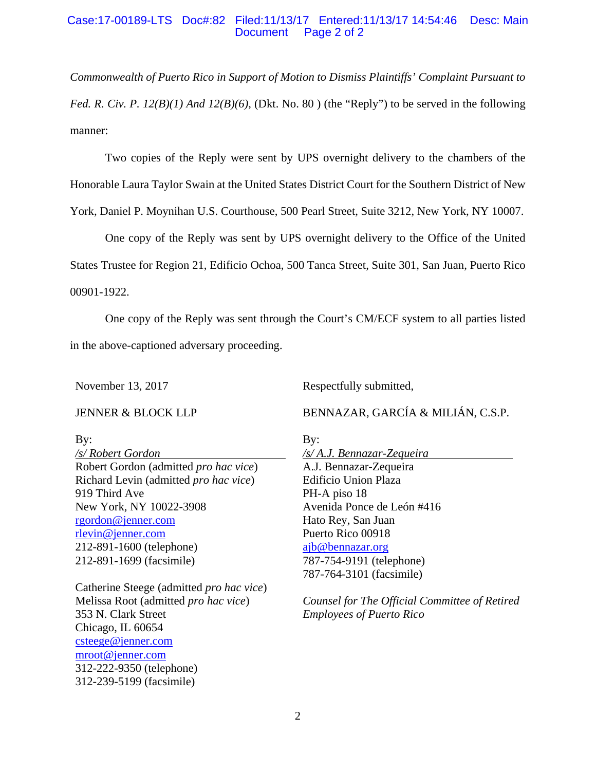*Commonwealth of Puerto Rico in Support of Motion to Dismiss Plaintiffs' Complaint Pursuant to Fed. R. Civ. P. 12(B)(1) And 12(B)(6),* (Dkt. No. 80 ) (the "Reply") to be served in the following manner:

Two copies of the Reply were sent by UPS overnight delivery to the chambers of the Honorable Laura Taylor Swain at the United States District Court for the Southern District of New York, Daniel P. Moynihan U.S. Courthouse, 500 Pearl Street, Suite 3212, New York, NY 10007.

One copy of the Reply was sent by UPS overnight delivery to the Office of the United States Trustee for Region 21, Edificio Ochoa, 500 Tanca Street, Suite 301, San Juan, Puerto Rico 00901-1922.

One copy of the Reply was sent through the Court's CM/ECF system to all parties listed in the above-captioned adversary proceeding.

November 13, 2017

Respectfully submitted,

JENNER & BLOCK LLP

By:
/s/ Robert Gordon
Robert Gordon (admitted *pro hac vice*)
Richard Levin (admitted *pro hac vice*)
919 Third Ave
New York, NY 10022-3908
rgordon@jenner.com
rlevin@jenner.com
212-891-1600 (telephone)
212-891-1699 (facsimile)

Catherine Steege (admitted *pro hac vice*)
Melissa Root (admitted *pro hac vice*)
353 N. Clark Street
Chicago, IL 60654
csteege@jenner.com
mroot@jenner.com
312-222-9350 (telephone)
312-239-5199 (facsimile)

BENNAZAR, GARCÍA & MILIÁN, C.S.P.

By:
/s/ A.J. Bennazar-Zequeira
A.J. Bennazar-Zequeira
Edificio Union Plaza
PH-A piso 18
Avenida Ponce de León #416
Hato Rey, San Juan
Puerto Rico 00918
ajb@bennazar.org
787-754-9191 (telephone)
787-764-3101 (facsimile)

*Counsel for The Official Committee of Retired Employees of Puerto Rico*